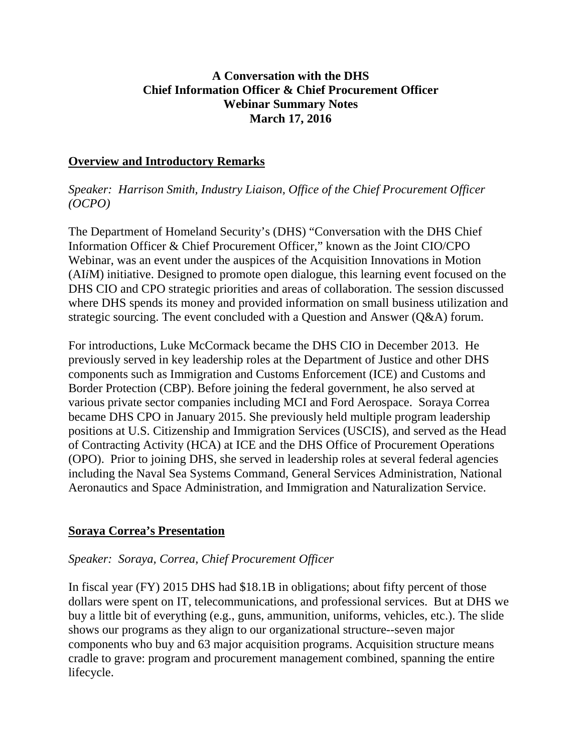**A Conversation with the DHS**
**Chief Information Officer & Chief Procurement Officer**
**Webinar Summary Notes**
**March 17, 2016**

## Overview and Introductory Remarks

*Speaker: Harrison Smith, Industry Liaison, Office of the Chief Procurement Officer (OCPO)*

The Department of Homeland Security's (DHS) "Conversation with the DHS Chief Information Officer & Chief Procurement Officer," known as the Joint CIO/CPO Webinar, was an event under the auspices of the Acquisition Innovations in Motion (AI*i*M) initiative. Designed to promote open dialogue, this learning event focused on the DHS CIO and CPO strategic priorities and areas of collaboration. The session discussed where DHS spends its money and provided information on small business utilization and strategic sourcing. The event concluded with a Question and Answer (Q&A) forum.

For introductions, Luke McCormack became the DHS CIO in December 2013. He previously served in key leadership roles at the Department of Justice and other DHS components such as Immigration and Customs Enforcement (ICE) and Customs and Border Protection (CBP). Before joining the federal government, he also served at various private sector companies including MCI and Ford Aerospace. Soraya Correa became DHS CPO in January 2015. She previously held multiple program leadership positions at U.S. Citizenship and Immigration Services (USCIS), and served as the Head of Contracting Activity (HCA) at ICE and the DHS Office of Procurement Operations (OPO). Prior to joining DHS, she served in leadership roles at several federal agencies including the Naval Sea Systems Command, General Services Administration, National Aeronautics and Space Administration, and Immigration and Naturalization Service.

## Soraya Correa's Presentation

*Speaker: Soraya, Correa, Chief Procurement Officer*

In fiscal year (FY) 2015 DHS had $18.1B in obligations; about fifty percent of those dollars were spent on IT, telecommunications, and professional services. But at DHS we buy a little bit of everything (e.g., guns, ammunition, uniforms, vehicles, etc.). The slide shows our programs as they align to our organizational structure--seven major components who buy and 63 major acquisition programs. Acquisition structure means cradle to grave: program and procurement management combined, spanning the entire lifecycle.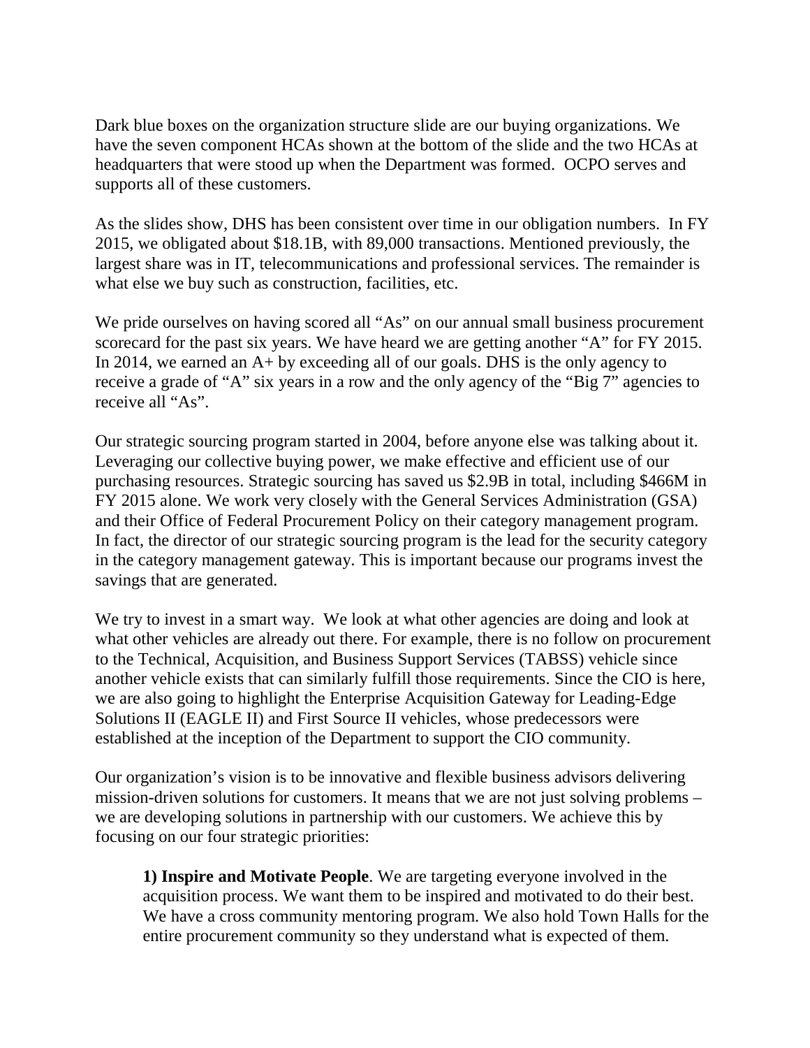Dark blue boxes on the organization structure slide are our buying organizations. We have the seven component HCAs shown at the bottom of the slide and the two HCAs at headquarters that were stood up when the Department was formed. OCPO serves and supports all of these customers.

As the slides show, DHS has been consistent over time in our obligation numbers. In FY 2015, we obligated about $18.1B, with 89,000 transactions. Mentioned previously, the largest share was in IT, telecommunications and professional services. The remainder is what else we buy such as construction, facilities, etc.

We pride ourselves on having scored all "As" on our annual small business procurement scorecard for the past six years. We have heard we are getting another "A" for FY 2015. In 2014, we earned an A+ by exceeding all of our goals. DHS is the only agency to receive a grade of "A" six years in a row and the only agency of the "Big 7" agencies to receive all "As".

Our strategic sourcing program started in 2004, before anyone else was talking about it. Leveraging our collective buying power, we make effective and efficient use of our purchasing resources. Strategic sourcing has saved us $2.9B in total, including $466M in FY 2015 alone. We work very closely with the General Services Administration (GSA) and their Office of Federal Procurement Policy on their category management program. In fact, the director of our strategic sourcing program is the lead for the security category in the category management gateway. This is important because our programs invest the savings that are generated.

We try to invest in a smart way. We look at what other agencies are doing and look at what other vehicles are already out there. For example, there is no follow on procurement to the Technical, Acquisition, and Business Support Services (TABSS) vehicle since another vehicle exists that can similarly fulfill those requirements. Since the CIO is here, we are also going to highlight the Enterprise Acquisition Gateway for Leading-Edge Solutions II (EAGLE II) and First Source II vehicles, whose predecessors were established at the inception of the Department to support the CIO community.

Our organization's vision is to be innovative and flexible business advisors delivering mission-driven solutions for customers. It means that we are not just solving problems – we are developing solutions in partnership with our customers. We achieve this by focusing on our four strategic priorities:

> **1) Inspire and Motivate People**. We are targeting everyone involved in the acquisition process. We want them to be inspired and motivated to do their best. We have a cross community mentoring program. We also hold Town Halls for the entire procurement community so they understand what is expected of them.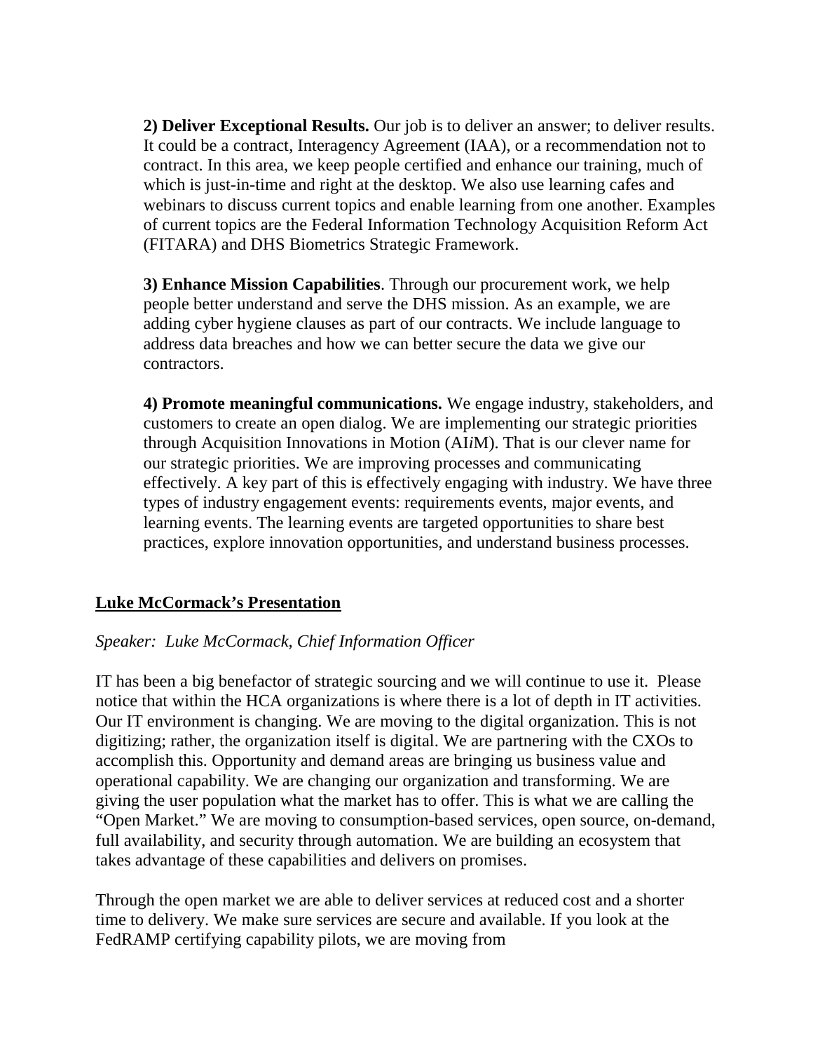**2) Deliver Exceptional Results.** Our job is to deliver an answer; to deliver results. It could be a contract, Interagency Agreement (IAA), or a recommendation not to contract. In this area, we keep people certified and enhance our training, much of which is just-in-time and right at the desktop. We also use learning cafes and webinars to discuss current topics and enable learning from one another. Examples of current topics are the Federal Information Technology Acquisition Reform Act (FITARA) and DHS Biometrics Strategic Framework.

**3) Enhance Mission Capabilities**. Through our procurement work, we help people better understand and serve the DHS mission. As an example, we are adding cyber hygiene clauses as part of our contracts. We include language to address data breaches and how we can better secure the data we give our contractors.

**4) Promote meaningful communications.** We engage industry, stakeholders, and customers to create an open dialog. We are implementing our strategic priorities through Acquisition Innovations in Motion (AI*i*M). That is our clever name for our strategic priorities. We are improving processes and communicating effectively. A key part of this is effectively engaging with industry. We have three types of industry engagement events: requirements events, major events, and learning events. The learning events are targeted opportunities to share best practices, explore innovation opportunities, and understand business processes.

## Luke McCormack's Presentation

*Speaker: Luke McCormack, Chief Information Officer*

IT has been a big benefactor of strategic sourcing and we will continue to use it. Please notice that within the HCA organizations is where there is a lot of depth in IT activities. Our IT environment is changing. We are moving to the digital organization. This is not digitizing; rather, the organization itself is digital. We are partnering with the CXOs to accomplish this. Opportunity and demand areas are bringing us business value and operational capability. We are changing our organization and transforming. We are giving the user population what the market has to offer. This is what we are calling the "Open Market." We are moving to consumption-based services, open source, on-demand, full availability, and security through automation. We are building an ecosystem that takes advantage of these capabilities and delivers on promises.

Through the open market we are able to deliver services at reduced cost and a shorter time to delivery. We make sure services are secure and available. If you look at the FedRAMP certifying capability pilots, we are moving from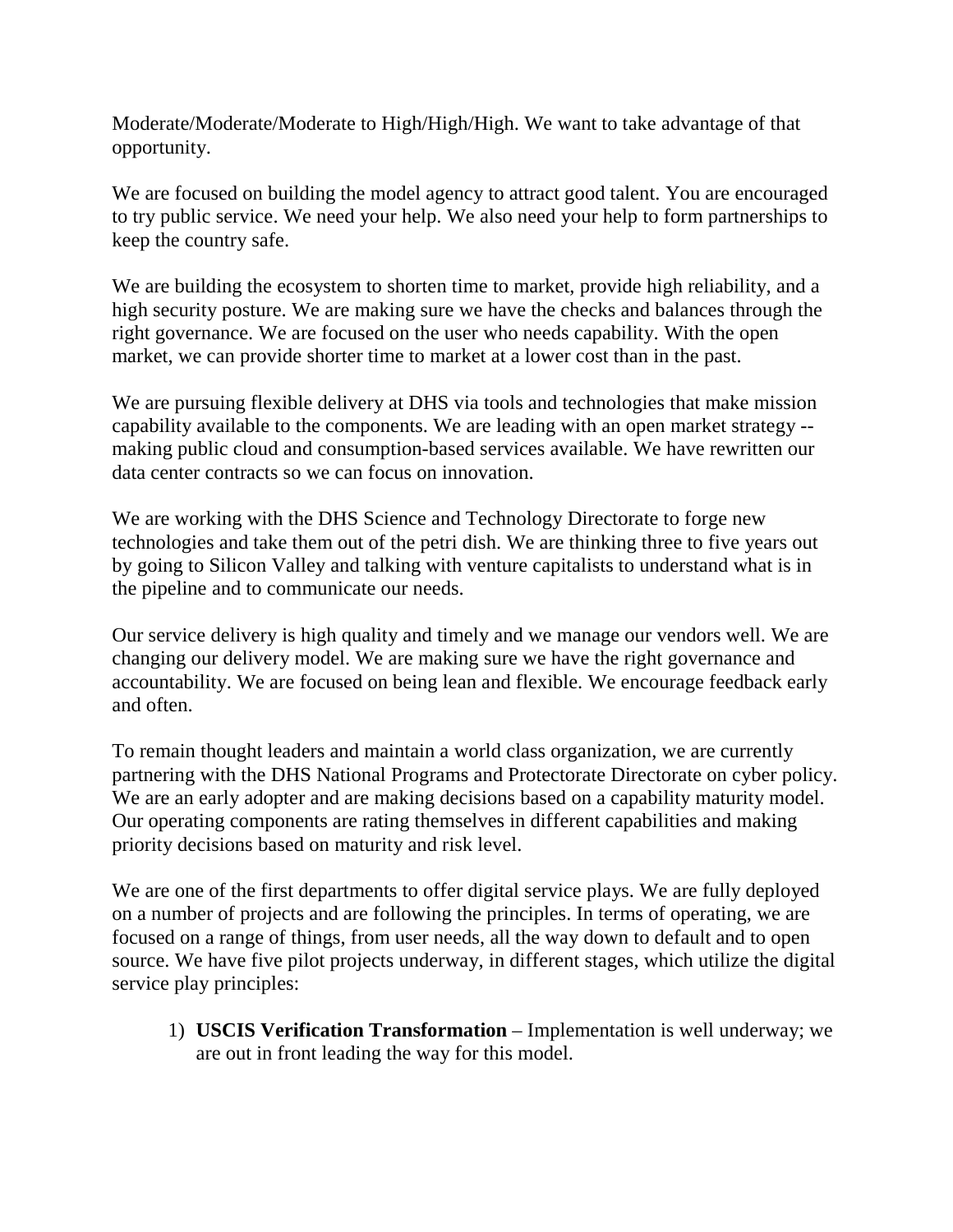Moderate/Moderate/Moderate to High/High/High. We want to take advantage of that opportunity.

We are focused on building the model agency to attract good talent. You are encouraged to try public service. We need your help. We also need your help to form partnerships to keep the country safe.

We are building the ecosystem to shorten time to market, provide high reliability, and a high security posture. We are making sure we have the checks and balances through the right governance. We are focused on the user who needs capability. With the open market, we can provide shorter time to market at a lower cost than in the past.

We are pursuing flexible delivery at DHS via tools and technologies that make mission capability available to the components. We are leading with an open market strategy -- making public cloud and consumption-based services available. We have rewritten our data center contracts so we can focus on innovation.

We are working with the DHS Science and Technology Directorate to forge new technologies and take them out of the petri dish. We are thinking three to five years out by going to Silicon Valley and talking with venture capitalists to understand what is in the pipeline and to communicate our needs.

Our service delivery is high quality and timely and we manage our vendors well. We are changing our delivery model. We are making sure we have the right governance and accountability. We are focused on being lean and flexible. We encourage feedback early and often.

To remain thought leaders and maintain a world class organization, we are currently partnering with the DHS National Programs and Protectorate Directorate on cyber policy. We are an early adopter and are making decisions based on a capability maturity model. Our operating components are rating themselves in different capabilities and making priority decisions based on maturity and risk level.

We are one of the first departments to offer digital service plays. We are fully deployed on a number of projects and are following the principles. In terms of operating, we are focused on a range of things, from user needs, all the way down to default and to open source. We have five pilot projects underway, in different stages, which utilize the digital service play principles:

1) **USCIS Verification Transformation** – Implementation is well underway; we are out in front leading the way for this model.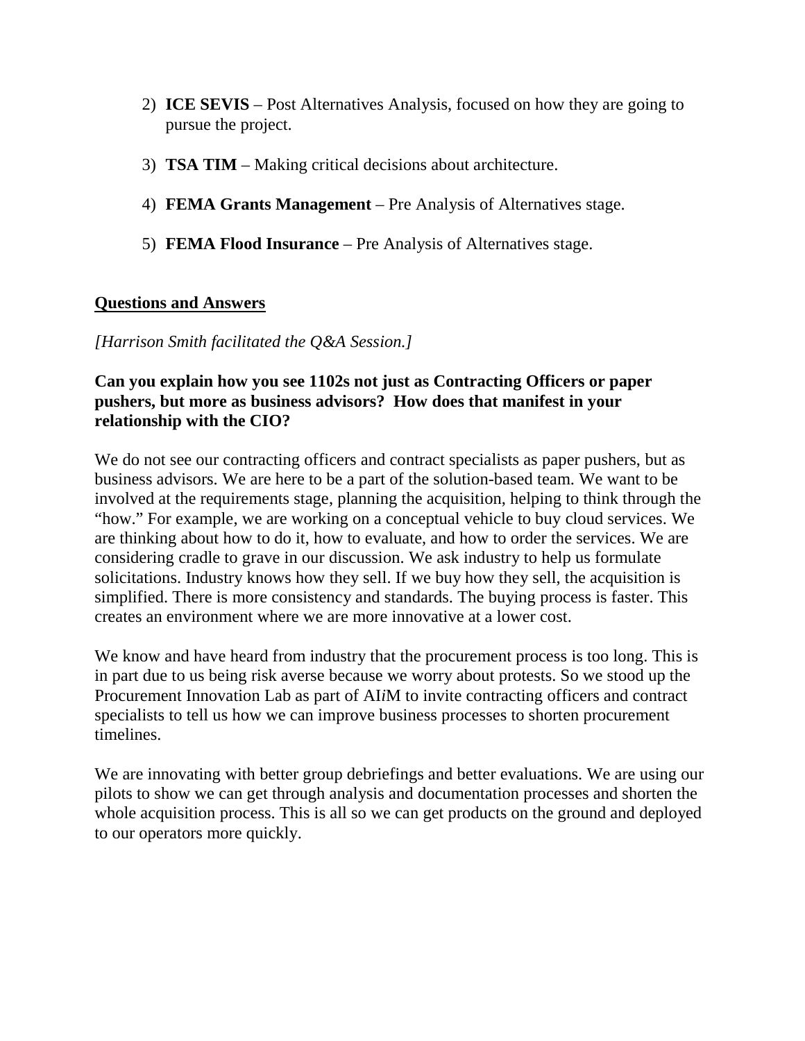2) **ICE SEVIS** – Post Alternatives Analysis, focused on how they are going to pursue the project.

3) **TSA TIM** – Making critical decisions about architecture.

4) **FEMA Grants Management** – Pre Analysis of Alternatives stage.

5) **FEMA Flood Insurance** – Pre Analysis of Alternatives stage.

## Questions and Answers

*[Harrison Smith facilitated the Q&A Session.]*

**Can you explain how you see 1102s not just as Contracting Officers or paper pushers, but more as business advisors? How does that manifest in your relationship with the CIO?**

We do not see our contracting officers and contract specialists as paper pushers, but as business advisors. We are here to be a part of the solution-based team. We want to be involved at the requirements stage, planning the acquisition, helping to think through the "how." For example, we are working on a conceptual vehicle to buy cloud services. We are thinking about how to do it, how to evaluate, and how to order the services. We are considering cradle to grave in our discussion. We ask industry to help us formulate solicitations. Industry knows how they sell. If we buy how they sell, the acquisition is simplified. There is more consistency and standards. The buying process is faster. This creates an environment where we are more innovative at a lower cost.

We know and have heard from industry that the procurement process is too long. This is in part due to us being risk averse because we worry about protests. So we stood up the Procurement Innovation Lab as part of AI*i*M to invite contracting officers and contract specialists to tell us how we can improve business processes to shorten procurement timelines.

We are innovating with better group debriefings and better evaluations. We are using our pilots to show we can get through analysis and documentation processes and shorten the whole acquisition process. This is all so we can get products on the ground and deployed to our operators more quickly.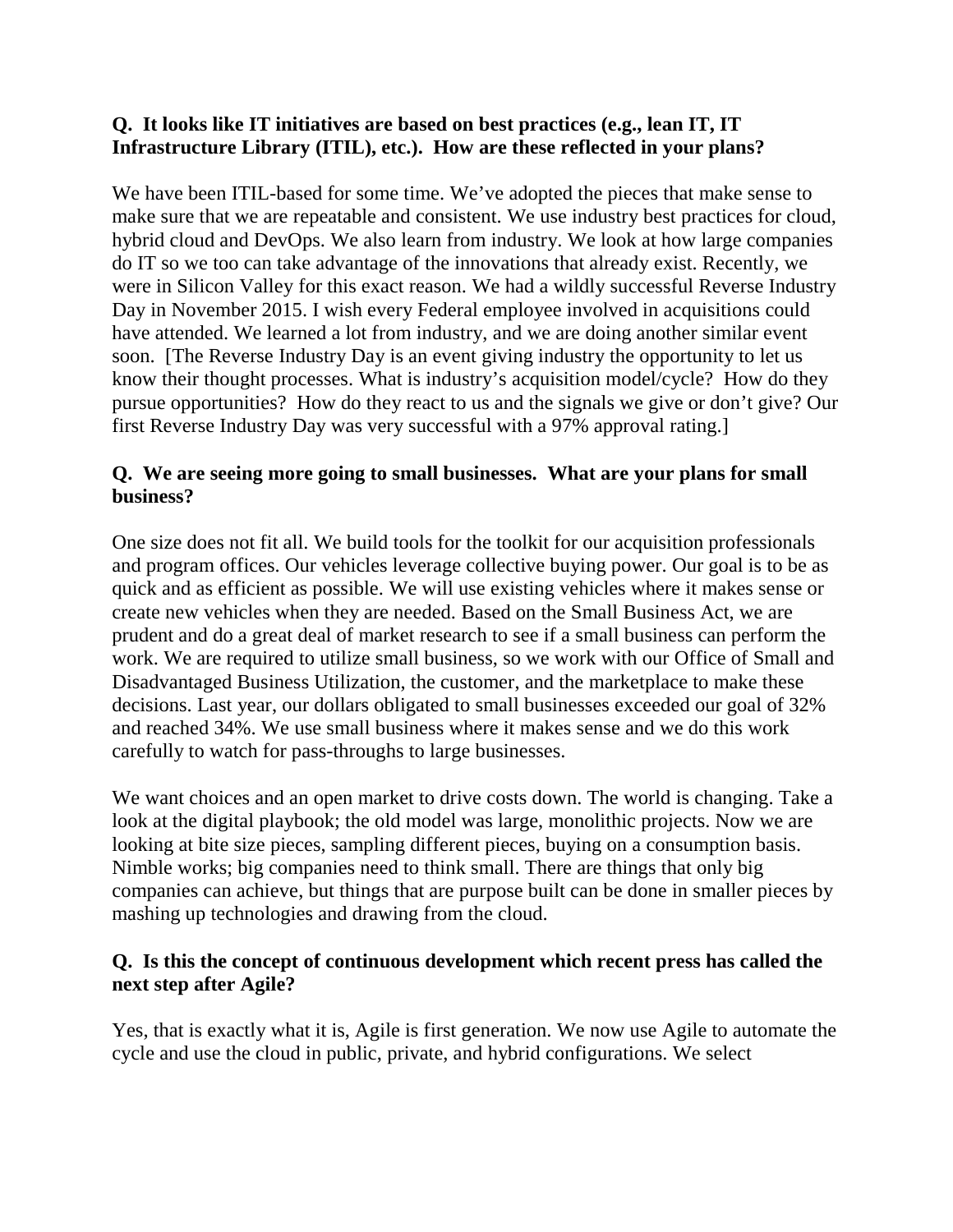**Q. It looks like IT initiatives are based on best practices (e.g., lean IT, IT Infrastructure Library (ITIL), etc.). How are these reflected in your plans?**

We have been ITIL-based for some time. We've adopted the pieces that make sense to make sure that we are repeatable and consistent. We use industry best practices for cloud, hybrid cloud and DevOps. We also learn from industry. We look at how large companies do IT so we too can take advantage of the innovations that already exist. Recently, we were in Silicon Valley for this exact reason. We had a wildly successful Reverse Industry Day in November 2015. I wish every Federal employee involved in acquisitions could have attended. We learned a lot from industry, and we are doing another similar event soon. [The Reverse Industry Day is an event giving industry the opportunity to let us know their thought processes. What is industry's acquisition model/cycle? How do they pursue opportunities? How do they react to us and the signals we give or don't give? Our first Reverse Industry Day was very successful with a 97% approval rating.]

**Q. We are seeing more going to small businesses. What are your plans for small business?**

One size does not fit all. We build tools for the toolkit for our acquisition professionals and program offices. Our vehicles leverage collective buying power. Our goal is to be as quick and as efficient as possible. We will use existing vehicles where it makes sense or create new vehicles when they are needed. Based on the Small Business Act, we are prudent and do a great deal of market research to see if a small business can perform the work. We are required to utilize small business, so we work with our Office of Small and Disadvantaged Business Utilization, the customer, and the marketplace to make these decisions. Last year, our dollars obligated to small businesses exceeded our goal of 32% and reached 34%. We use small business where it makes sense and we do this work carefully to watch for pass-throughs to large businesses.

We want choices and an open market to drive costs down. The world is changing. Take a look at the digital playbook; the old model was large, monolithic projects. Now we are looking at bite size pieces, sampling different pieces, buying on a consumption basis. Nimble works; big companies need to think small. There are things that only big companies can achieve, but things that are purpose built can be done in smaller pieces by mashing up technologies and drawing from the cloud.

**Q. Is this the concept of continuous development which recent press has called the next step after Agile?**

Yes, that is exactly what it is, Agile is first generation. We now use Agile to automate the cycle and use the cloud in public, private, and hybrid configurations. We select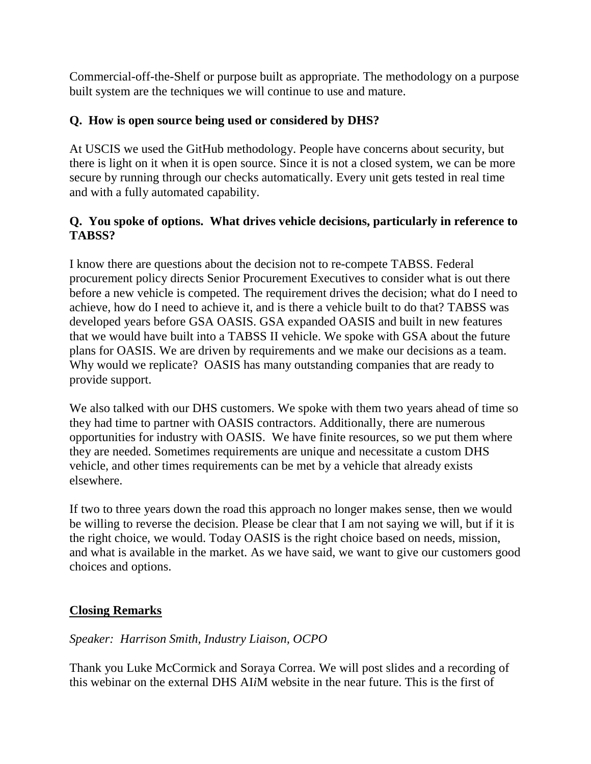Commercial-off-the-Shelf or purpose built as appropriate. The methodology on a purpose built system are the techniques we will continue to use and mature.

**Q. How is open source being used or considered by DHS?**

At USCIS we used the GitHub methodology. People have concerns about security, but there is light on it when it is open source. Since it is not a closed system, we can be more secure by running through our checks automatically. Every unit gets tested in real time and with a fully automated capability.

**Q. You spoke of options. What drives vehicle decisions, particularly in reference to TABSS?**

I know there are questions about the decision not to re-compete TABSS. Federal procurement policy directs Senior Procurement Executives to consider what is out there before a new vehicle is competed. The requirement drives the decision; what do I need to achieve, how do I need to achieve it, and is there a vehicle built to do that? TABSS was developed years before GSA OASIS. GSA expanded OASIS and built in new features that we would have built into a TABSS II vehicle. We spoke with GSA about the future plans for OASIS. We are driven by requirements and we make our decisions as a team. Why would we replicate? OASIS has many outstanding companies that are ready to provide support.

We also talked with our DHS customers. We spoke with them two years ahead of time so they had time to partner with OASIS contractors. Additionally, there are numerous opportunities for industry with OASIS. We have finite resources, so we put them where they are needed. Sometimes requirements are unique and necessitate a custom DHS vehicle, and other times requirements can be met by a vehicle that already exists elsewhere.

If two to three years down the road this approach no longer makes sense, then we would be willing to reverse the decision. Please be clear that I am not saying we will, but if it is the right choice, we would. Today OASIS is the right choice based on needs, mission, and what is available in the market. As we have said, we want to give our customers good choices and options.

## Closing Remarks

*Speaker: Harrison Smith, Industry Liaison, OCPO*

Thank you Luke McCormick and Soraya Correa. We will post slides and a recording of this webinar on the external DHS AI*i*M website in the near future. This is the first of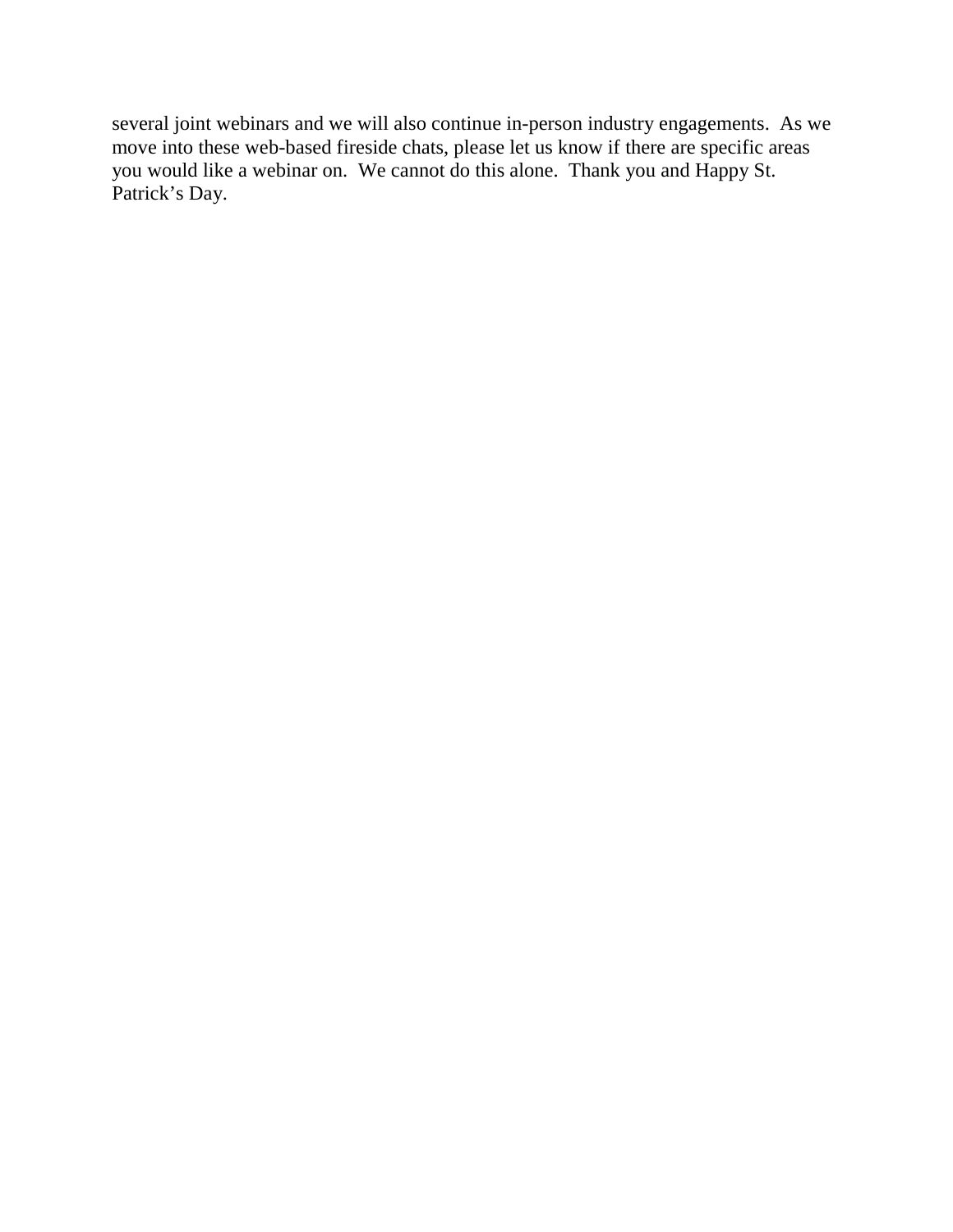several joint webinars and we will also continue in-person industry engagements. As we move into these web-based fireside chats, please let us know if there are specific areas you would like a webinar on. We cannot do this alone. Thank you and Happy St. Patrick's Day.